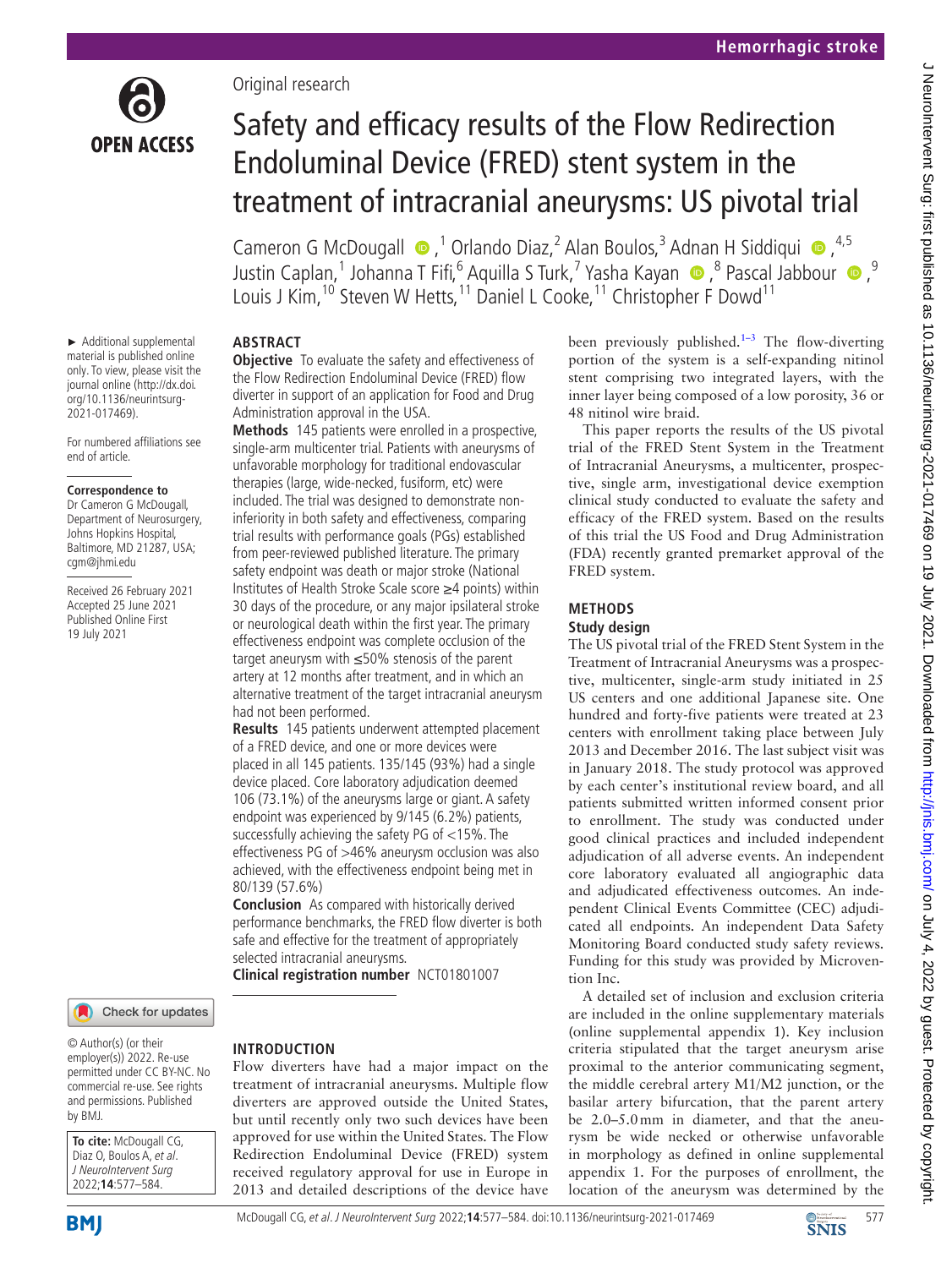Original research

# Safety and efficacy results of the Flow Redirection Endoluminal Device (FRED) stent system in the treatment of intracranial aneurysms: US pivotal trial

Cameron G McDougall,[1] Orlando Diaz,[2] Alan Boulos,[3] Adnan H Siddiqui,[4,5] Justin Caplan,[1] Johanna T Fifi,[6] Aquilla S Turk,[7] Yasha Kayan,[8] Pascal Jabbour,[9] Louis J Kim,[10] Steven W Hetts,[11] Daniel L Cooke,[11] Christopher F Dowd[11]

► Additional supplemental material is published online only. To view, please visit the journal online (http://dx.doi.org/10.1136/neurintsurg-2021-017469).

For numbered affiliations see end of article.

**Correspondence to**
Dr Cameron G McDougall, Department of Neurosurgery, Johns Hopkins Hospital, Baltimore, MD 21287, USA; cgm@jhmi.edu

Received 26 February 2021
Accepted 25 June 2021
Published Online First 19 July 2021

## ABSTRACT

**Objective** To evaluate the safety and effectiveness of the Flow Redirection Endoluminal Device (FRED) flow diverter in support of an application for Food and Drug Administration approval in the USA.

**Methods** 145 patients were enrolled in a prospective, single-arm multicenter trial. Patients with aneurysms of unfavorable morphology for traditional endovascular therapies (large, wide-necked, fusiform, etc) were included. The trial was designed to demonstrate non-inferiority in both safety and effectiveness, comparing trial results with performance goals (PGs) established from peer-reviewed published literature. The primary safety endpoint was death or major stroke (National Institutes of Health Stroke Scale score ≥4 points) within 30 days of the procedure, or any major ipsilateral stroke or neurological death within the first year. The primary effectiveness endpoint was complete occlusion of the target aneurysm with ≤50% stenosis of the parent artery at 12 months after treatment, and in which an alternative treatment of the target intracranial aneurysm had not been performed.

**Results** 145 patients underwent attempted placement of a FRED device, and one or more devices were placed in all 145 patients. 135/145 (93%) had a single device placed. Core laboratory adjudication deemed 106 (73.1%) of the aneurysms large or giant. A safety endpoint was experienced by 9/145 (6.2%) patients, successfully achieving the safety PG of <15%. The effectiveness PG of >46% aneurysm occlusion was also achieved, with the effectiveness endpoint being met in 80/139 (57.6%)

**Conclusion** As compared with historically derived performance benchmarks, the FRED flow diverter is both safe and effective for the treatment of appropriately selected intracranial aneurysms.

**Clinical registration number** NCT01801007

© Author(s) (or their employer(s)) 2022. Re-use permitted under CC BY-NC. No commercial re-use. See rights and permissions. Published by BMJ.

**To cite:** McDougall CG, Diaz O, Boulos A, *et al*. *J NeuroIntervent Surg* 2022;**14**:577–584.

## INTRODUCTION

Flow diverters have had a major impact on the treatment of intracranial aneurysms. Multiple flow diverters are approved outside the United States, but until recently only two such devices have been approved for use within the United States. The Flow Redirection Endoluminal Device (FRED) system received regulatory approval for use in Europe in 2013 and detailed descriptions of the device have been previously published.[1–3] The flow-diverting portion of the system is a self-expanding nitinol stent comprising two integrated layers, with the inner layer being composed of a low porosity, 36 or 48 nitinol wire braid.

This paper reports the results of the US pivotal trial of the FRED Stent System in the Treatment of Intracranial Aneurysms, a multicenter, prospective, single arm, investigational device exemption clinical study conducted to evaluate the safety and efficacy of the FRED system. Based on the results of this trial the US Food and Drug Administration (FDA) recently granted premarket approval of the FRED system.

## METHODS

### Study design

The US pivotal trial of the FRED Stent System in the Treatment of Intracranial Aneurysms was a prospective, multicenter, single-arm study initiated in 25 US centers and one additional Japanese site. One hundred and forty-five patients were treated at 23 centers with enrollment taking place between July 2013 and December 2016. The last subject visit was in January 2018. The study protocol was approved by each center's institutional review board, and all patients submitted written informed consent prior to enrollment. The study was conducted under good clinical practices and included independent adjudication of all adverse events. An independent core laboratory evaluated all angiographic data and adjudicated effectiveness outcomes. An independent Clinical Events Committee (CEC) adjudicated all endpoints. An independent Data Safety Monitoring Board conducted study safety reviews. Funding for this study was provided by Microvention Inc.

A detailed set of inclusion and exclusion criteria are included in the online supplementary materials (online supplemental appendix 1). Key inclusion criteria stipulated that the target aneurysm arise proximal to the anterior communicating segment, the middle cerebral artery M1/M2 junction, or the basilar artery bifurcation, that the parent artery be 2.0–5.0 mm in diameter, and that the aneurysm be wide necked or otherwise unfavorable in morphology as defined in online supplemental appendix 1. For the purposes of enrollment, the location of the aneurysm was determined by the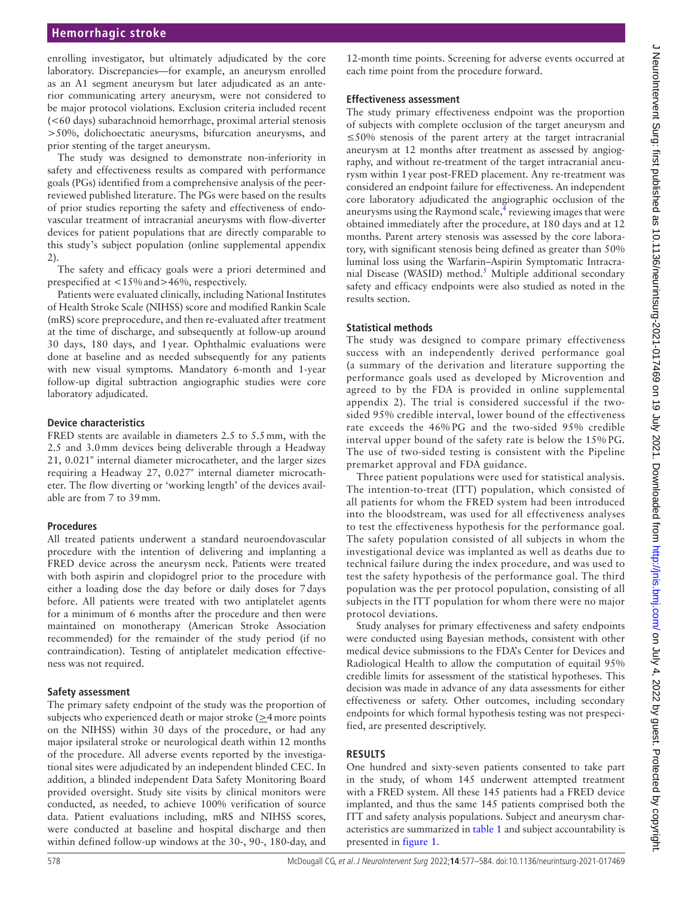enrolling investigator, but ultimately adjudicated by the core laboratory. Discrepancies—for example, an aneurysm enrolled as an A1 segment aneurysm but later adjudicated as an anterior communicating artery aneurysm, were not considered to be major protocol violations. Exclusion criteria included recent (<60 days) subarachnoid hemorrhage, proximal arterial stenosis >50%, dolichoectatic aneurysms, bifurcation aneurysms, and prior stenting of the target aneurysm.

The study was designed to demonstrate non-inferiority in safety and effectiveness results as compared with performance goals (PGs) identified from a comprehensive analysis of the peer-reviewed published literature. The PGs were based on the results of prior studies reporting the safety and effectiveness of endovascular treatment of intracranial aneurysms with flow-diverter devices for patient populations that are directly comparable to this study's subject population (online supplemental appendix 2).

The safety and efficacy goals were a priori determined and prespecified at <15% and >46%, respectively.

Patients were evaluated clinically, including National Institutes of Health Stroke Scale (NIHSS) score and modified Rankin Scale (mRS) score preprocedure, and then re-evaluated after treatment at the time of discharge, and subsequently at follow-up around 30 days, 180 days, and 1 year. Ophthalmic evaluations were done at baseline and as needed subsequently for any patients with new visual symptoms. Mandatory 6-month and 1-year follow-up digital subtraction angiographic studies were core laboratory adjudicated.

### Device characteristics

FRED stents are available in diameters 2.5 to 5.5 mm, with the 2.5 and 3.0 mm devices being deliverable through a Headway 21, 0.021" internal diameter microcatheter, and the larger sizes requiring a Headway 27, 0.027" internal diameter microcatheter. The flow diverting or 'working length' of the devices available are from 7 to 39 mm.

### Procedures

All treated patients underwent a standard neuroendovascular procedure with the intention of delivering and implanting a FRED device across the aneurysm neck. Patients were treated with both aspirin and clopidogrel prior to the procedure with either a loading dose the day before or daily doses for 7 days before. All patients were treated with two antiplatelet agents for a minimum of 6 months after the procedure and then were maintained on monotherapy (American Stroke Association recommended) for the remainder of the study period (if no contraindication). Testing of antiplatelet medication effectiveness was not required.

### Safety assessment

The primary safety endpoint of the study was the proportion of subjects who experienced death or major stroke (≥4 more points on the NIHSS) within 30 days of the procedure, or had any major ipsilateral stroke or neurological death within 12 months of the procedure. All adverse events reported by the investigational sites were adjudicated by an independent blinded CEC. In addition, a blinded independent Data Safety Monitoring Board provided oversight. Study site visits by clinical monitors were conducted, as needed, to achieve 100% verification of source data. Patient evaluations including, mRS and NIHSS scores, were conducted at baseline and hospital discharge and then within defined follow-up windows at the 30-, 90-, 180-day, and 12-month time points. Screening for adverse events occurred at each time point from the procedure forward.

### Effectiveness assessment

The study primary effectiveness endpoint was the proportion of subjects with complete occlusion of the target aneurysm and ≤50% stenosis of the parent artery at the target intracranial aneurysm at 12 months after treatment as assessed by angiography, and without re-treatment of the target intracranial aneurysm within 1 year post-FRED placement. Any re-treatment was considered an endpoint failure for effectiveness. An independent core laboratory adjudicated the angiographic occlusion of the aneurysms using the Raymond scale,[4] reviewing images that were obtained immediately after the procedure, at 180 days and at 12 months. Parent artery stenosis was assessed by the core laboratory, with significant stenosis being defined as greater than 50% luminal loss using the Warfarin–Aspirin Symptomatic Intracranial Disease (WASID) method.[5] Multiple additional secondary safety and efficacy endpoints were also studied as noted in the results section.

### Statistical methods

The study was designed to compare primary effectiveness success with an independently derived performance goal (a summary of the derivation and literature supporting the performance goals used as developed by Microvention and agreed to by the FDA is provided in online supplemental appendix 2). The trial is considered successful if the two-sided 95% credible interval, lower bound of the effectiveness rate exceeds the 46% PG and the two-sided 95% credible interval upper bound of the safety rate is below the 15% PG. The use of two-sided testing is consistent with the Pipeline premarket approval and FDA guidance.

Three patient populations were used for statistical analysis. The intention-to-treat (ITT) population, which consisted of all patients for whom the FRED system had been introduced into the bloodstream, was used for all effectiveness analyses to test the effectiveness hypothesis for the performance goal. The safety population consisted of all subjects in whom the investigational device was implanted as well as deaths due to technical failure during the index procedure, and was used to test the safety hypothesis of the performance goal. The third population was the per protocol population, consisting of all subjects in the ITT population for whom there were no major protocol deviations.

Study analyses for primary effectiveness and safety endpoints were conducted using Bayesian methods, consistent with other medical device submissions to the FDA's Center for Devices and Radiological Health to allow the computation of equitail 95% credible limits for assessment of the statistical hypotheses. This decision was made in advance of any data assessments for either effectiveness or safety. Other outcomes, including secondary endpoints for which formal hypothesis testing was not prespecified, are presented descriptively.

## RESULTS

One hundred and sixty-seven patients consented to take part in the study, of whom 145 underwent attempted treatment with a FRED system. All these 145 patients had a FRED device implanted, and thus the same 145 patients comprised both the ITT and safety analysis populations. Subject and aneurysm characteristics are summarized in table 1 and subject accountability is presented in figure 1.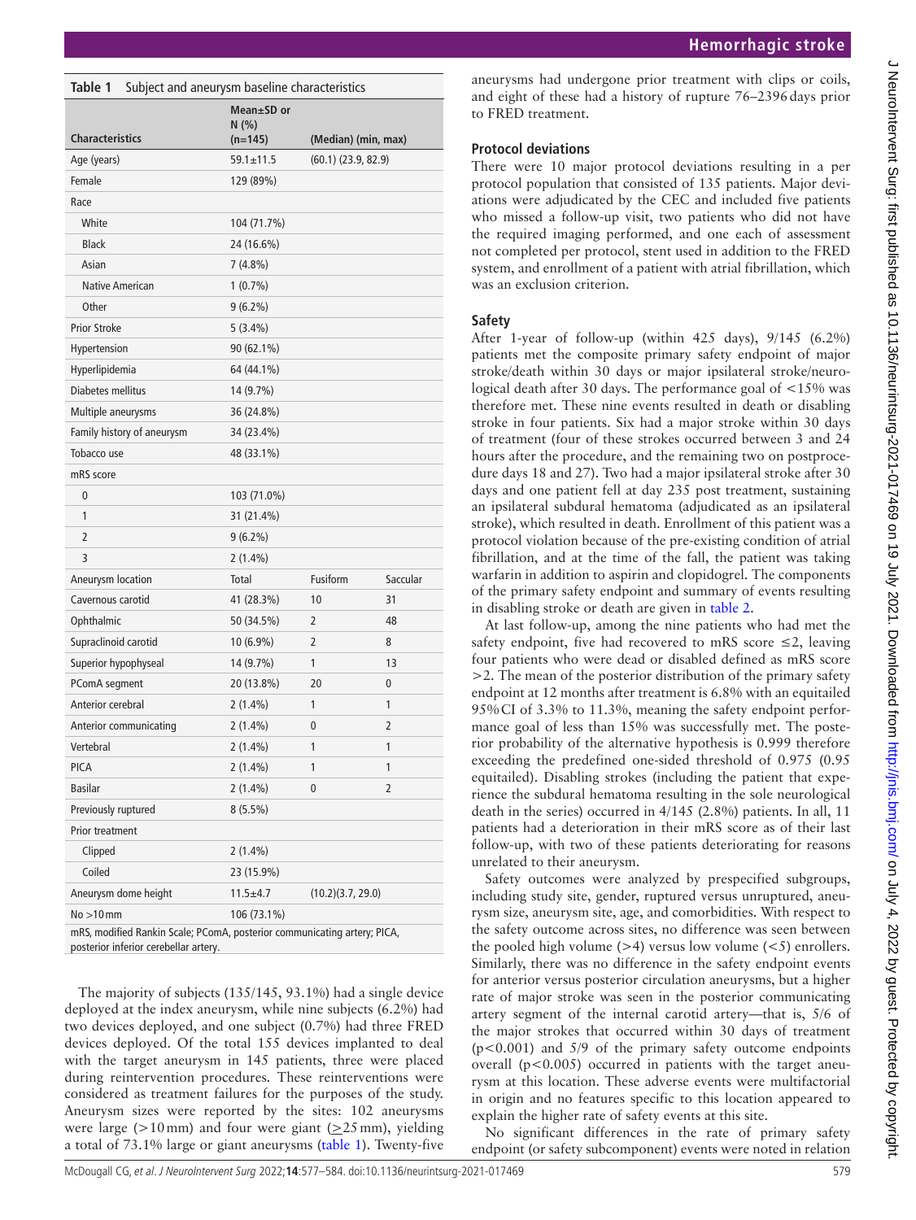**Table 1** Subject and aneurysm baseline characteristics

| Characteristics | Mean±SD or N (%) (n=145) | (Median) (min, max) | |
|---|---|---|---|
| Age (years) | 59.1±11.5 | (60.1) (23.9, 82.9) | |
| Female | 129 (89%) | | |
| Race | | | |
| White | 104 (71.7%) | | |
| Black | 24 (16.6%) | | |
| Asian | 7 (4.8%) | | |
| Native American | 1 (0.7%) | | |
| Other | 9 (6.2%) | | |
| Prior Stroke | 5 (3.4%) | | |
| Hypertension | 90 (62.1%) | | |
| Hyperlipidemia | 64 (44.1%) | | |
| Diabetes mellitus | 14 (9.7%) | | |
| Multiple aneurysms | 36 (24.8%) | | |
| Family history of aneurysm | 34 (23.4%) | | |
| Tobacco use | 48 (33.1%) | | |
| mRS score | | | |
| 0 | 103 (71.0%) | | |
| 1 | 31 (21.4%) | | |
| 2 | 9 (6.2%) | | |
| 3 | 2 (1.4%) | | |
| Aneurysm location | Total | Fusiform | Saccular |
| Cavernous carotid | 41 (28.3%) | 10 | 31 |
| Ophthalmic | 50 (34.5%) | 2 | 48 |
| Supraclinoid carotid | 10 (6.9%) | 2 | 8 |
| Superior hypophyseal | 14 (9.7%) | 1 | 13 |
| PComA segment | 20 (13.8%) | 20 | 0 |
| Anterior cerebral | 2 (1.4%) | 1 | 1 |
| Anterior communicating | 2 (1.4%) | 0 | 2 |
| Vertebral | 2 (1.4%) | 1 | 1 |
| PICA | 2 (1.4%) | 1 | 1 |
| Basilar | 2 (1.4%) | 0 | 2 |
| Previously ruptured | 8 (5.5%) | | |
| Prior treatment | | | |
| Clipped | 2 (1.4%) | | |
| Coiled | 23 (15.9%) | | |
| Aneurysm dome height | 11.5±4.7 | (10.2)(3.7, 29.0) | |
| No >10 mm | 106 (73.1%) | | |

mRS, modified Rankin Scale; PComA, posterior communicating artery; PICA, posterior inferior cerebellar artery.

The majority of subjects (135/145, 93.1%) had a single device deployed at the index aneurysm, while nine subjects (6.2%) had two devices deployed, and one subject (0.7%) had three FRED devices deployed. Of the total 155 devices implanted to deal with the target aneurysm in 145 patients, three were placed during reintervention procedures. These reinterventions were considered as treatment failures for the purposes of the study. Aneurysm sizes were reported by the sites: 102 aneurysms were large (>10 mm) and four were giant (≥25 mm), yielding a total of 73.1% large or giant aneurysms (table 1). Twenty-five aneurysms had undergone prior treatment with clips or coils, and eight of these had a history of rupture 76–2396 days prior to FRED treatment.

### Protocol deviations

There were 10 major protocol deviations resulting in a per protocol population that consisted of 135 patients. Major deviations were adjudicated by the CEC and included five patients who missed a follow-up visit, two patients who did not have the required imaging performed, and one each of assessment not completed per protocol, stent used in addition to the FRED system, and enrollment of a patient with atrial fibrillation, which was an exclusion criterion.

### Safety

After 1-year of follow-up (within 425 days), 9/145 (6.2%) patients met the composite primary safety endpoint of major stroke/death within 30 days or major ipsilateral stroke/neurological death after 30 days. The performance goal of <15% was therefore met. These nine events resulted in death or disabling stroke in four patients. Six had a major stroke within 30 days of treatment (four of these strokes occurred between 3 and 24 hours after the procedure, and the remaining two on postprocedure days 18 and 27). Two had a major ipsilateral stroke after 30 days and one patient fell at day 235 post treatment, sustaining an ipsilateral subdural hematoma (adjudicated as an ipsilateral stroke), which resulted in death. Enrollment of this patient was a protocol violation because of the pre-existing condition of atrial fibrillation, and at the time of the fall, the patient was taking warfarin in addition to aspirin and clopidogrel. The components of the primary safety endpoint and summary of events resulting in disabling stroke or death are given in table 2.

At last follow-up, among the nine patients who had met the safety endpoint, five had recovered to mRS score ≤2, leaving four patients who were dead or disabled defined as mRS score >2. The mean of the posterior distribution of the primary safety endpoint at 12 months after treatment is 6.8% with an equitailed 95% CI of 3.3% to 11.3%, meaning the safety endpoint performance goal of less than 15% was successfully met. The posterior probability of the alternative hypothesis is 0.999 therefore exceeding the predefined one-sided threshold of 0.975 (0.95 equitailed). Disabling strokes (including the patient that experience the subdural hematoma resulting in the sole neurological death in the series) occurred in 4/145 (2.8%) patients. In all, 11 patients had a deterioration in their mRS score as of their last follow-up, with two of these patients deteriorating for reasons unrelated to their aneurysm.

Safety outcomes were analyzed by prespecified subgroups, including study site, gender, ruptured versus unruptured, aneurysm size, aneurysm site, age, and comorbidities. With respect to the safety outcome across sites, no difference was seen between the pooled high volume (>4) versus low volume (<5) enrollers. Similarly, there was no difference in the safety endpoint events for anterior versus posterior circulation aneurysms, but a higher rate of major stroke was seen in the posterior communicating artery segment of the internal carotid artery—that is, 5/6 of the major strokes that occurred within 30 days of treatment ($p<0.001$) and 5/9 of the primary safety outcome endpoints overall ($p<0.005$) occurred in patients with the target aneurysm at this location. These adverse events were multifactorial in origin and no features specific to this location appeared to explain the higher rate of safety events at this site.

No significant differences in the rate of primary safety endpoint (or safety subcomponent) events were noted in relation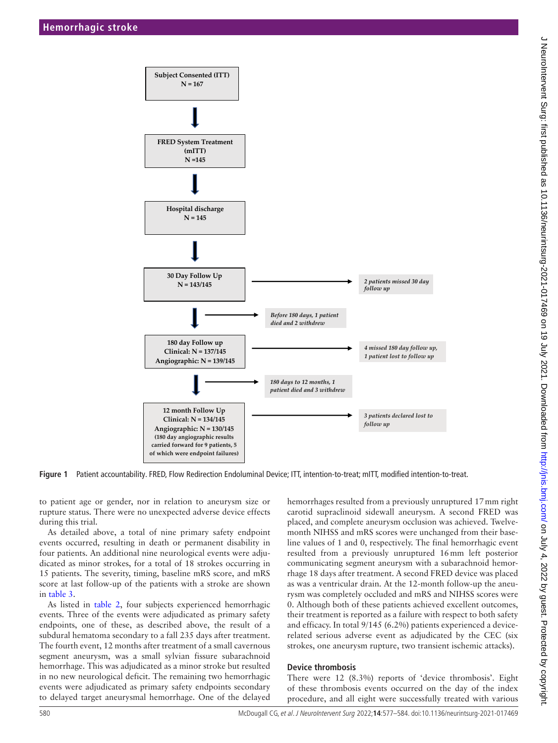Subject Consented (ITT)
N = 167

FRED System Treatment (mITT)
N =145

Hospital discharge
N = 145

30 Day Follow Up
N = 143/145

*2 patients missed 30 day follow up*

*Before 180 days, 1 patient died and 2 withdrew*

180 day Follow up
Clinical: N = 137/145
Angiographic: N = 139/145

*4 missed 180 day follow up, 1 patient lost to follow up*

*180 days to 12 months, 1 patient died and 3 withdrew*

12 month Follow Up
Clinical: N = 134/145
Angiographic: N = 130/145
(180 day angiographic results carried forward for 9 patients, 5 of which were endpoint failures)

*3 patients declared lost to follow up*

**Figure 1** Patient accountability. FRED, Flow Redirection Endoluminal Device; ITT, intention-to-treat; mITT, modified intention-to-treat.

to patient age or gender, nor in relation to aneurysm size or rupture status. There were no unexpected adverse device effects during this trial.

As detailed above, a total of nine primary safety endpoint events occurred, resulting in death or permanent disability in four patients. An additional nine neurological events were adjudicated as minor strokes, for a total of 18 strokes occurring in 15 patients. The severity, timing, baseline mRS score, and mRS score at last follow-up of the patients with a stroke are shown in table 3.

As listed in table 2, four subjects experienced hemorrhagic events. Three of the events were adjudicated as primary safety endpoints, one of these, as described above, the result of a subdural hematoma secondary to a fall 235 days after treatment. The fourth event, 12 months after treatment of a small cavernous segment aneurysm, was a small sylvian fissure subarachnoid hemorrhage. This was adjudicated as a minor stroke but resulted in no new neurological deficit. The remaining two hemorrhagic events were adjudicated as primary safety endpoints secondary to delayed target aneurysmal hemorrhage. One of the delayed hemorrhages resulted from a previously unruptured 17 mm right carotid supraclinoid sidewall aneurysm. A second FRED was placed, and complete aneurysm occlusion was achieved. Twelve-month NIHSS and mRS scores were unchanged from their baseline values of 1 and 0, respectively. The final hemorrhagic event resulted from a previously unruptured 16 mm left posterior communicating segment aneurysm with a subarachnoid hemorrhage 18 days after treatment. A second FRED device was placed as was a ventricular drain. At the 12-month follow-up the aneurysm was completely occluded and mRS and NIHSS scores were 0. Although both of these patients achieved excellent outcomes, their treatment is reported as a failure with respect to both safety and efficacy. In total 9/145 (6.2%) patients experienced a device-related serious adverse event as adjudicated by the CEC (six strokes, one aneurysm rupture, two transient ischemic attacks).

### Device thrombosis

There were 12 (8.3%) reports of 'device thrombosis'. Eight of these thrombosis events occurred on the day of the index procedure, and all eight were successfully treated with various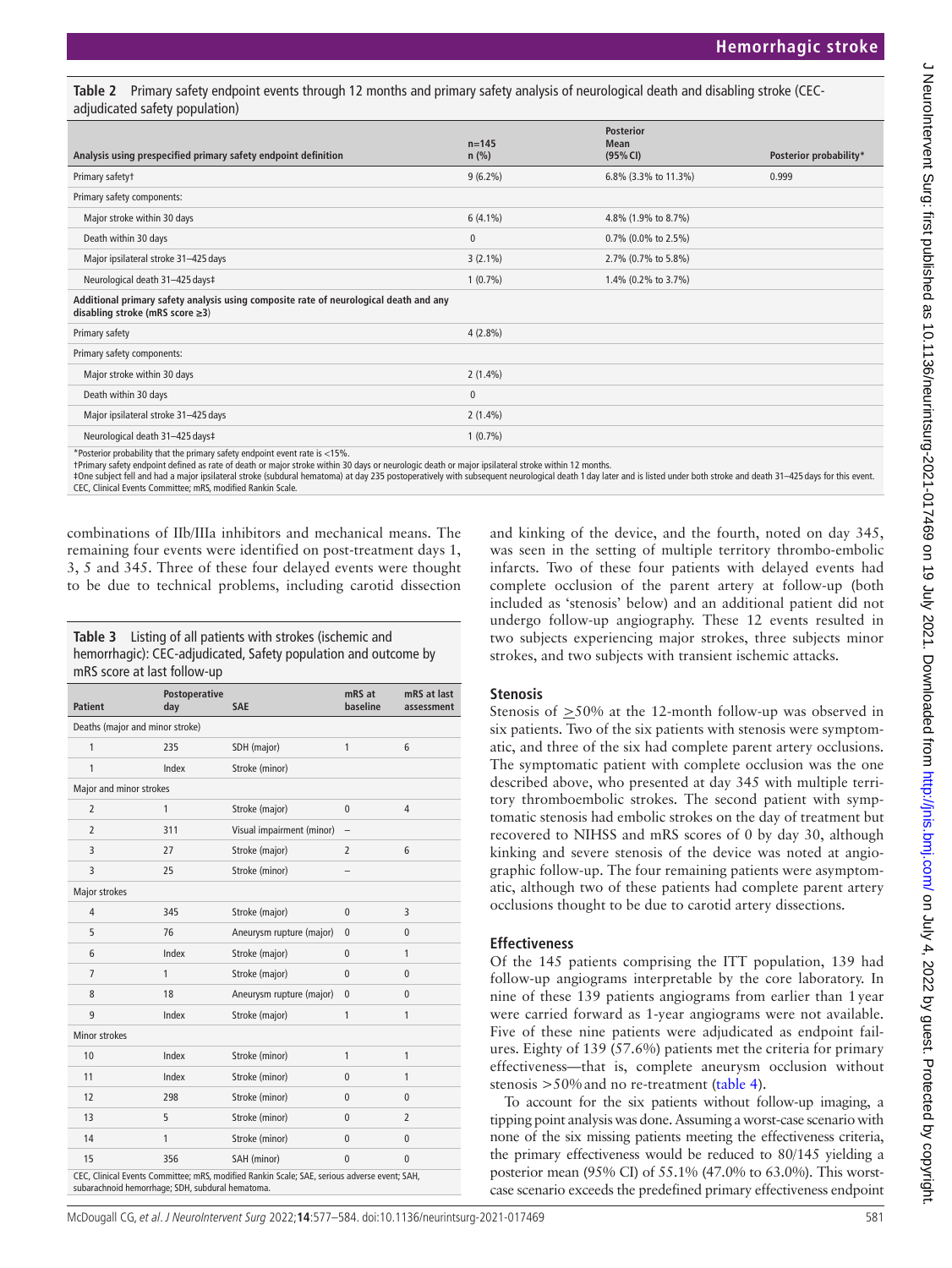**Table 2** Primary safety endpoint events through 12 months and primary safety analysis of neurological death and disabling stroke (CEC-adjudicated safety population)

| Analysis using prespecified primary safety endpoint definition | n=145 n (%) | Posterior Mean (95% CI) | Posterior probability* |
|---|---|---|---|
| Primary safety† | 9 (6.2%) | 6.8% (3.3% to 11.3%) | 0.999 |
| Primary safety components: | | | |
| Major stroke within 30 days | 6 (4.1%) | 4.8% (1.9% to 8.7%) | |
| Death within 30 days | 0 | 0.7% (0.0% to 2.5%) | |
| Major ipsilateral stroke 31–425 days | 3 (2.1%) | 2.7% (0.7% to 5.8%) | |
| Neurological death 31–425 days‡ | 1 (0.7%) | 1.4% (0.2% to 3.7%) | |
| **Additional primary safety analysis using composite rate of neurological death and any disabling stroke (mRS score ≥3)** | | | |
| Primary safety | 4 (2.8%) | | |
| Primary safety components: | | | |
| Major stroke within 30 days | 2 (1.4%) | | |
| Death within 30 days | 0 | | |
| Major ipsilateral stroke 31–425 days | 2 (1.4%) | | |
| Neurological death 31–425 days‡ | 1 (0.7%) | | |

*Posterior probability that the primary safety endpoint event rate is <15%.
†Primary safety endpoint defined as rate of death or major stroke within 30 days or neurologic death or major ipsilateral stroke within 12 months.
‡One subject fell and had a major ipsilateral stroke (subdural hematoma) at day 235 postoperatively with subsequent neurological death 1 day later and is listed under both stroke and death 31–425 days for this event.
CEC, Clinical Events Committee; mRS, modified Rankin Scale.

combinations of IIb/IIIa inhibitors and mechanical means. The remaining four events were identified on post-treatment days 1, 3, 5 and 345. Three of these four delayed events were thought to be due to technical problems, including carotid dissection and kinking of the device, and the fourth, noted on day 345, was seen in the setting of multiple territory thrombo-embolic infarcts. Two of these four patients with delayed events had complete occlusion of the parent artery at follow-up (both included as 'stenosis' below) and an additional patient did not undergo follow-up angiography. These 12 events resulted in two subjects experiencing major strokes, three subjects minor strokes, and two subjects with transient ischemic attacks.

**Table 3** Listing of all patients with strokes (ischemic and hemorrhagic): CEC-adjudicated, Safety population and outcome by mRS score at last follow-up

| Patient | Postoperative day | SAE | mRS at baseline | mRS at last assessment |
|---|---|---|---|---|
| Deaths (major and minor stroke) | | | | |
| 1 | 235 | SDH (major) | 1 | 6 |
| 1 | Index | Stroke (minor) | | |
| Major and minor strokes | | | | |
| 2 | 1 | Stroke (major) | 0 | 4 |
| 2 | 311 | Visual impairment (minor) | – | |
| 3 | 27 | Stroke (major) | 2 | 6 |
| 3 | 25 | Stroke (minor) | – | |
| Major strokes | | | | |
| 4 | 345 | Stroke (major) | 0 | 3 |
| 5 | 76 | Aneurysm rupture (major) | 0 | 0 |
| 6 | Index | Stroke (major) | 0 | 1 |
| 7 | 1 | Stroke (major) | 0 | 0 |
| 8 | 18 | Aneurysm rupture (major) | 0 | 0 |
| 9 | Index | Stroke (major) | 1 | 1 |
| Minor strokes | | | | |
| 10 | Index | Stroke (minor) | 1 | 1 |
| 11 | Index | Stroke (minor) | 0 | 1 |
| 12 | 298 | Stroke (minor) | 0 | 0 |
| 13 | 5 | Stroke (minor) | 0 | 2 |
| 14 | 1 | Stroke (minor) | 0 | 0 |
| 15 | 356 | SAH (minor) | 0 | 0 |

CEC, Clinical Events Committee; mRS, modified Rankin Scale; SAE, serious adverse event; SAH, subarachnoid hemorrhage; SDH, subdural hematoma.

## Stenosis

Stenosis of ≥50% at the 12-month follow-up was observed in six patients. Two of the six patients with stenosis were symptomatic, and three of the six had complete parent artery occlusions. The symptomatic patient with complete occlusion was the one described above, who presented at day 345 with multiple territory thromboembolic strokes. The second patient with symptomatic stenosis had embolic strokes on the day of treatment but recovered to NIHSS and mRS scores of 0 by day 30, although kinking and severe stenosis of the device was noted at angiographic follow-up. The four remaining patients were asymptomatic, although two of these patients had complete parent artery occlusions thought to be due to carotid artery dissections.

## Effectiveness

Of the 145 patients comprising the ITT population, 139 had follow-up angiograms interpretable by the core laboratory. In nine of these 139 patients angiograms from earlier than 1 year were carried forward as 1-year angiograms were not available. Five of these nine patients were adjudicated as endpoint failures. Eighty of 139 (57.6%) patients met the criteria for primary effectiveness—that is, complete aneurysm occlusion without stenosis >50% and no re-treatment (table 4).

To account for the six patients without follow-up imaging, a tipping point analysis was done. Assuming a worst-case scenario with none of the six missing patients meeting the effectiveness criteria, the primary effectiveness would be reduced to 80/145 yielding a posterior mean (95% CI) of 55.1% (47.0% to 63.0%). This worst-case scenario exceeds the predefined primary effectiveness endpoint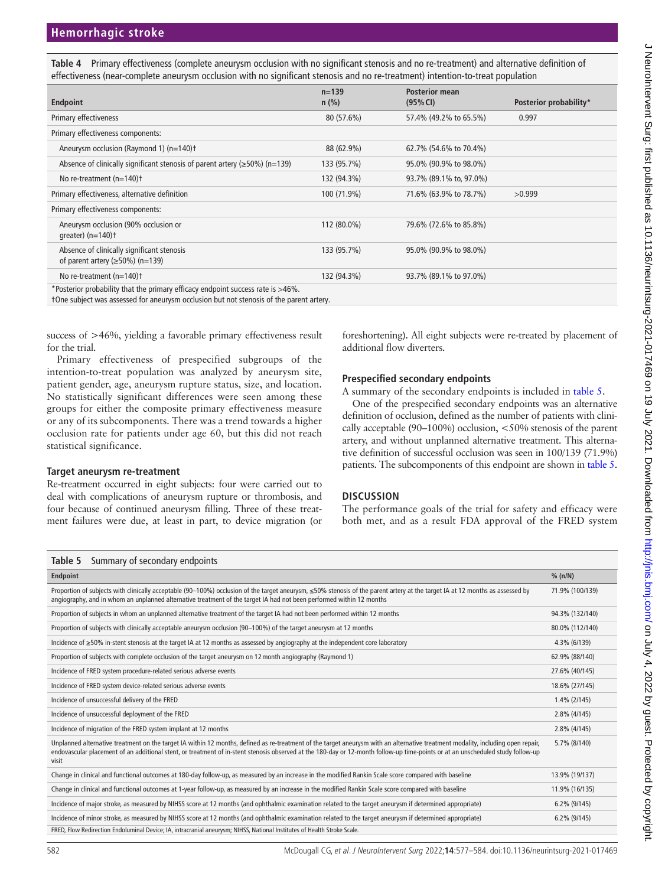**Table 4** Primary effectiveness (complete aneurysm occlusion with no significant stenosis and no re-treatment) and alternative definition of effectiveness (near-complete aneurysm occlusion with no significant stenosis and no re-treatment) intention-to-treat population

| Endpoint | n=139 n (%) | Posterior mean (95% CI) | Posterior probability* |
|---|---|---|---|
| Primary effectiveness | 80 (57.6%) | 57.4% (49.2% to 65.5%) | 0.997 |
| Primary effectiveness components: | | | |
| Aneurysm occlusion (Raymond 1) (n=140)† | 88 (62.9%) | 62.7% (54.6% to 70.4%) | |
| Absence of clinically significant stenosis of parent artery (≥50%) (n=139) | 133 (95.7%) | 95.0% (90.9% to 98.0%) | |
| No re-treatment (n=140)† | 132 (94.3%) | 93.7% (89.1% to, 97.0%) | |
| Primary effectiveness, alternative definition | 100 (71.9%) | 71.6% (63.9% to 78.7%) | >0.999 |
| Primary effectiveness components: | | | |
| Aneurysm occlusion (90% occlusion or greater) (n=140)† | 112 (80.0%) | 79.6% (72.6% to 85.8%) | |
| Absence of clinically significant stenosis of parent artery (≥50%) (n=139) | 133 (95.7%) | 95.0% (90.9% to 98.0%) | |
| No re-treatment (n=140)† | 132 (94.3%) | 93.7% (89.1% to 97.0%) | |

*Posterior probability that the primary efficacy endpoint success rate is >46%.
†One subject was assessed for aneurysm occlusion but not stenosis of the parent artery.

success of >46%, yielding a favorable primary effectiveness result for the trial.

Primary effectiveness of prespecified subgroups of the intention-to-treat population was analyzed by aneurysm site, patient gender, age, aneurysm rupture status, size, and location. No statistically significant differences were seen among these groups for either the composite primary effectiveness measure or any of its subcomponents. There was a trend towards a higher occlusion rate for patients under age 60, but this did not reach statistical significance.

### Target aneurysm re-treatment

Re-treatment occurred in eight subjects: four were carried out to deal with complications of aneurysm rupture or thrombosis, and four because of continued aneurysm filling. Three of these treatment failures were due, at least in part, to device migration (or foreshortening). All eight subjects were re-treated by placement of additional flow diverters.

### Prespecified secondary endpoints

A summary of the secondary endpoints is included in table 5.

One of the prespecified secondary endpoints was an alternative definition of occlusion, defined as the number of patients with clinically acceptable (90–100%) occlusion, <50% stenosis of the parent artery, and without unplanned alternative treatment. This alternative definition of successful occlusion was seen in 100/139 (71.9%) patients. The subcomponents of this endpoint are shown in table 5.

## DISCUSSION

The performance goals of the trial for safety and efficacy were both met, and as a result FDA approval of the FRED system

**Table 5** Summary of secondary endpoints

| Endpoint | % (n/N) |
|---|---|
| Proportion of subjects with clinically acceptable (90–100%) occlusion of the target aneurysm, ≤50% stenosis of the parent artery at the target IA at 12 months as assessed by angiography, and in whom an unplanned alternative treatment of the target IA had not been performed within 12 months | 71.9% (100/139) |
| Proportion of subjects in whom an unplanned alternative treatment of the target IA had not been performed within 12 months | 94.3% (132/140) |
| Proportion of subjects with clinically acceptable aneurysm occlusion (90–100%) of the target aneurysm at 12 months | 80.0% (112/140) |
| Incidence of ≥50% in-stent stenosis at the target IA at 12 months as assessed by angiography at the independent core laboratory | 4.3% (6/139) |
| Proportion of subjects with complete occlusion of the target aneurysm on 12 month angiography (Raymond 1) | 62.9% (88/140) |
| Incidence of FRED system procedure-related serious adverse events | 27.6% (40/145) |
| Incidence of FRED system device-related serious adverse events | 18.6% (27/145) |
| Incidence of unsuccessful delivery of the FRED | 1.4% (2/145) |
| Incidence of unsuccessful deployment of the FRED | 2.8% (4/145) |
| Incidence of migration of the FRED system implant at 12 months | 2.8% (4/145) |
| Unplanned alternative treatment on the target IA within 12 months, defined as re-treatment of the target aneurysm with an alternative treatment modality, including open repair, endovascular placement of an additional stent, or treatment of in-stent stenosis observed at the 180-day or 12-month follow-up time-points or at an unscheduled study follow-up visit | 5.7% (8/140) |
| Change in clinical and functional outcomes at 180-day follow-up, as measured by an increase in the modified Rankin Scale score compared with baseline | 13.9% (19/137) |
| Change in clinical and functional outcomes at 1-year follow-up, as measured by an increase in the modified Rankin Scale score compared with baseline | 11.9% (16/135) |
| Incidence of major stroke, as measured by NIHSS score at 12 months (and ophthalmic examination related to the target aneurysm if determined appropriate) | 6.2% (9/145) |
| Incidence of minor stroke, as measured by NIHSS score at 12 months (and ophthalmic examination related to the target aneurysm if determined appropriate) | 6.2% (9/145) |

FRED, Flow Redirection Endoluminal Device; IA, intracranial aneurysm; NIHSS, National Institutes of Health Stroke Scale.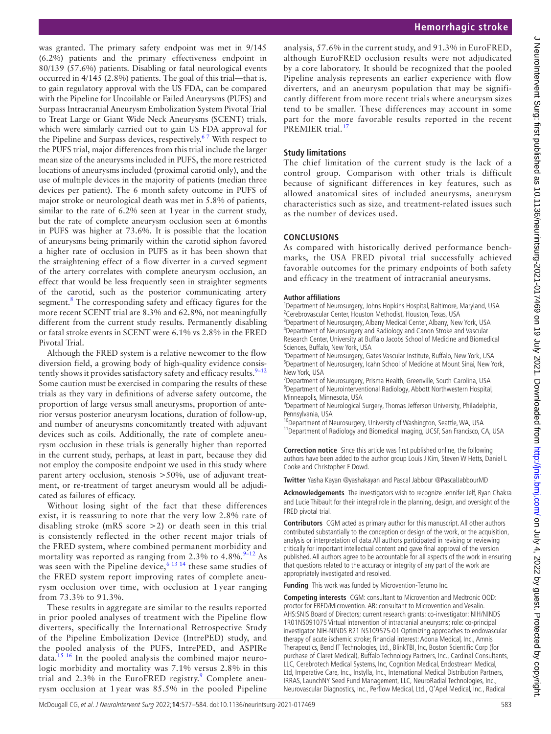was granted. The primary safety endpoint was met in 9/145 (6.2%) patients and the primary effectiveness endpoint in 80/139 (57.6%) patients. Disabling or fatal neurological events occurred in 4/145 (2.8%) patients. The goal of this trial—that is, to gain regulatory approval with the US FDA, can be compared with the Pipeline for Uncoilable or Failed Aneurysms (PUFS) and Surpass Intracranial Aneurysm Embolization System Pivotal Trial to Treat Large or Giant Wide Neck Aneurysms (SCENT) trials, which were similarly carried out to gain US FDA approval for the Pipeline and Surpass devices, respectively.[6 7] With respect to the PUFS trial, major differences from this trial include the larger mean size of the aneurysms included in PUFS, the more restricted locations of aneurysms included (proximal carotid only), and the use of multiple devices in the majority of patients (median three devices per patient). The 6 month safety outcome in PUFS of major stroke or neurological death was met in 5.8% of patients, similar to the rate of 6.2% seen at 1 year in the current study, but the rate of complete aneurysm occlusion seen at 6 months in PUFS was higher at 73.6%. It is possible that the location of aneurysms being primarily within the carotid siphon favored a higher rate of occlusion in PUFS as it has been shown that the straightening effect of a flow diverter in a curved segment of the artery correlates with complete aneurysm occlusion, an effect that would be less frequently seen in straighter segments of the carotid, such as the posterior communicating artery segment.[8] The corresponding safety and efficacy figures for the more recent SCENT trial are 8.3% and 62.8%, not meaningfully different from the current study results. Permanently disabling or fatal stroke events in SCENT were 6.1% vs 2.8% in the FRED Pivotal Trial.

Although the FRED system is a relative newcomer to the flow diversion field, a growing body of high-quality evidence consistently shows it provides satisfactory safety and efficacy results.[9–12] Some caution must be exercised in comparing the results of these trials as they vary in definitions of adverse safety outcome, the proportion of large versus small aneurysms, proportion of anterior versus posterior aneurysm locations, duration of follow-up, and number of aneurysms concomitantly treated with adjuvant devices such as coils. Additionally, the rate of complete aneurysm occlusion in these trials is generally higher than reported in the current study, perhaps, at least in part, because they did not employ the composite endpoint we used in this study where parent artery occlusion, stenosis >50%, use of adjuvant treatment, or re-treatment of target aneurysm would all be adjudicated as failures of efficacy.

Without losing sight of the fact that these differences exist, it is reassuring to note that the very low 2.8% rate of disabling stroke (mRS score >2) or death seen in this trial is consistently reflected in the other recent major trials of the FRED system, where combined permanent morbidity and mortality was reported as ranging from 2.3% to 4.8%.[9–12] As was seen with the Pipeline device,[6 13 14] these same studies of the FRED system report improving rates of complete aneurysm occlusion over time, with occlusion at 1 year ranging from 73.3% to 91.3%.

These results in aggregate are similar to the results reported in prior pooled analyses of treatment with the Pipeline flow diverters, specifically the International Retrospective Study of the Pipeline Embolization Device (IntrePED) study, and the pooled analysis of the PUFS, IntrePED, and ASPIRe data.[15 16] In the pooled analysis the combined major neurologic morbidity and mortality was 7.1% versus 2.8% in this trial and 2.3% in the EuroFRED registry.[9] Complete aneurysm occlusion at 1 year was 85.5% in the pooled Pipeline analysis, 57.6% in the current study, and 91.3% in EuroFRED, although EuroFRED occlusion results were not adjudicated by a core laboratory. It should be recognized that the pooled Pipeline analysis represents an earlier experience with flow diverters, and an aneurysm population that may be significantly different from more recent trials where aneurysm sizes tend to be smaller. These differences may account in some part for the more favorable results reported in the recent PREMIER trial.[17]

## Study limitations

The chief limitation of the current study is the lack of a control group. Comparison with other trials is difficult because of significant differences in key features, such as allowed anatomical sites of included aneurysms, aneurysm characteristics such as size, and treatment-related issues such as the number of devices used.

## CONCLUSIONS

As compared with historically derived performance benchmarks, the USA FRED pivotal trial successfully achieved favorable outcomes for the primary endpoints of both safety and efficacy in the treatment of intracranial aneurysms.

**Author affiliations**
[1]Department of Neurosurgery, Johns Hopkins Hospital, Baltimore, Maryland, USA
[2]Cerebrovascular Center, Houston Methodist, Houston, Texas, USA
[3]Department of Neurosurgery, Albany Medical Center, Albany, New York, USA
[4]Department of Neurosurgery and Radiology and Canon Stroke and Vascular Research Center, University at Buffalo Jacobs School of Medicine and Biomedical Sciences, Buffalo, New York, USA
[5]Department of Neurosurgery, Gates Vascular Institute, Buffalo, New York, USA
[6]Department of Neurosurgery, Icahn School of Medicine at Mount Sinai, New York, New York, USA
[7]Department of Neurosurgery, Prisma Health, Greenville, South Carolina, USA
[8]Department of Neurointerventional Radiology, Abbott Northwestern Hospital, Minneapolis, Minnesota, USA
[9]Department of Neurological Surgery, Thomas Jefferson University, Philadelphia, Pennsylvania, USA
[10]Department of Neurosurgery, University of Washington, Seattle, WA, USA
[11]Department of Radiology and Biomedical Imaging, UCSF, San Francisco, CA, USA

**Correction notice** Since this article was first published online, the following authors have been added to the author group Louis J Kim, Steven W Hetts, Daniel L Cooke and Christopher F Dowd.

**Twitter** Yasha Kayan @yashakayan and Pascal Jabbour @PascalJabbourMD

**Acknowledgements** The investigators wish to recognize Jennifer Jelf, Ryan Chakra and Lucie Thibault for their integral role in the planning, design, and oversight of the FRED pivotal trial.

**Contributors** CGM acted as primary author for this manuscript. All other authors contributed substantially to the conception or design of the work, or the acquisition, analysis or interpretation of data.All authors participated in revising or reviewing critically for important intellectual content and gave final approval of the version published. All authors agree to be accountable for all aspects of the work in ensuring that questions related to the accuracy or integrity of any part of the work are appropriately investigated and resolved.

**Funding** This work was funded by Microvention-Terumo Inc.

**Competing interests** CGM: consultant to Microvention and Medtronic OOD: proctor for FRED/Microvention. AB: consultant to Microvention and Vesalio. AHS:SNIS Board of Directors; current research grants: co-investigator: NIH/NINDS 1R01NS091075 Virtual intervention of intracranial aneurysms; role: co-principal investigator NIH-NINDS R21 NS109575-01 Optimizing approaches to endovascular therapy of acute ischemic stroke; financial interest: Adona Medical, Inc., Amnis Therapeutics, Bend IT Technologies, Ltd., BlinkTBI, Inc, Boston Scientific Corp (for purchase of Claret Medical), Buffalo Technology Partners, Inc., Cardinal Consultants, LLC, Cerebrotech Medical Systems, Inc, Cognition Medical, Endostream Medical, Ltd, Imperative Care, Inc., Instylla, Inc., International Medical Distribution Partners, IRRAS, LaunchNY Seed Fund Management, LLC, NeuroRadial Technologies, Inc., Neurovascular Diagnostics, Inc., Perflow Medical, Ltd., Q'Apel Medical, Inc., Radical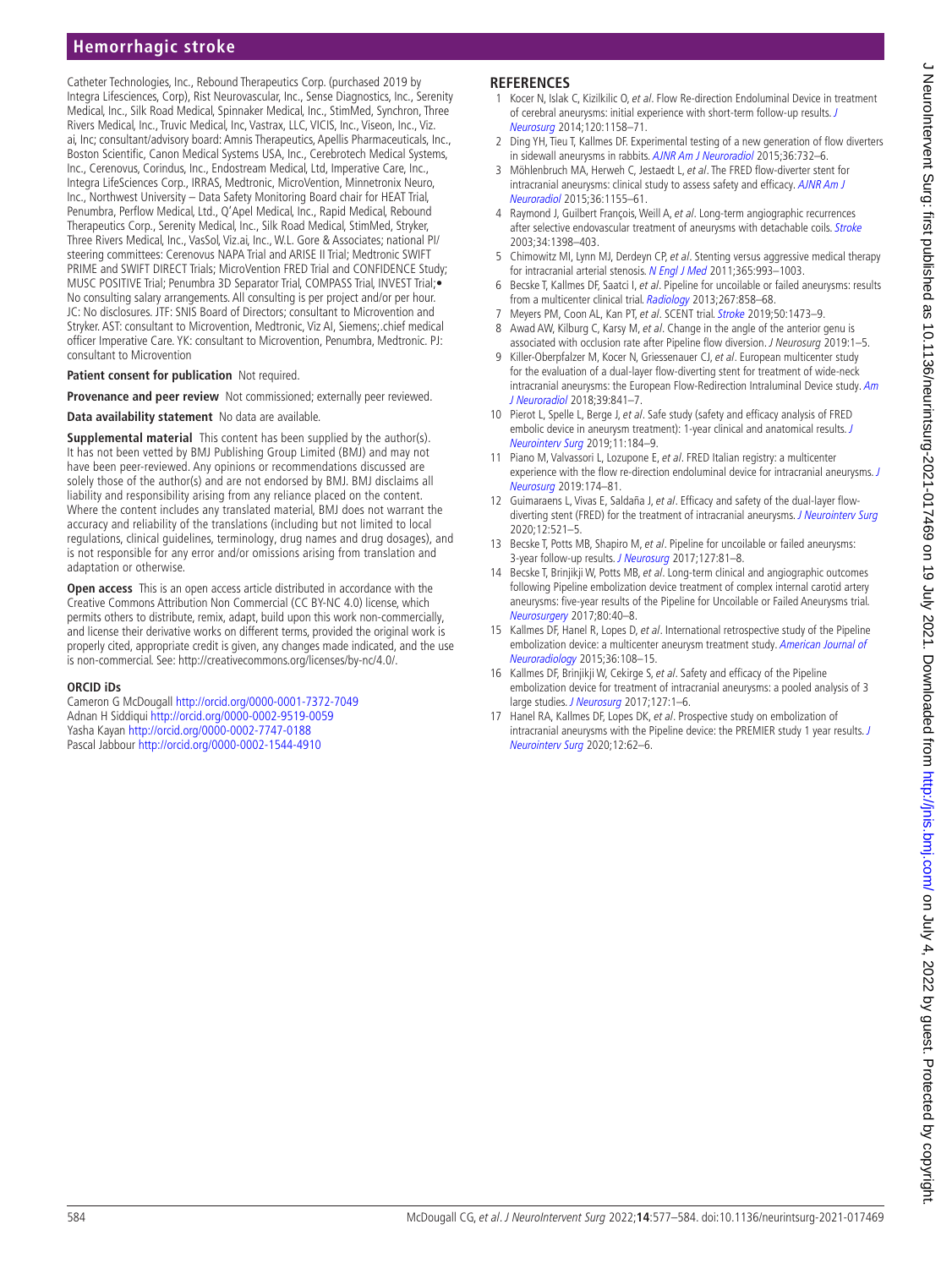Catheter Technologies, Inc., Rebound Therapeutics Corp. (purchased 2019 by Integra Lifesciences, Corp), Rist Neurovascular, Inc., Sense Diagnostics, Inc., Serenity Medical, Inc., Silk Road Medical, Spinnaker Medical, Inc., StimMed, Synchron, Three Rivers Medical, Inc., Truvic Medical, Inc, Vastrax, LLC, VICIS, Inc., Viseon, Inc., Viz. ai, Inc; consultant/advisory board: Amnis Therapeutics, Apellis Pharmaceuticals, Inc., Boston Scientific, Canon Medical Systems USA, Inc., Cerebrotech Medical Systems, Inc., Cerenovus, Corindus, Inc., Endostream Medical, Ltd, Imperative Care, Inc., Integra LifeSciences Corp., IRRAS, Medtronic, MicroVention, Minnetronix Neuro, Inc., Northwest University – Data Safety Monitoring Board chair for HEAT Trial, Penumbra, Perflow Medical, Ltd., Q'Apel Medical, Inc., Rapid Medical, Rebound Therapeutics Corp., Serenity Medical, Inc., Silk Road Medical, StimMed, Stryker, Three Rivers Medical, Inc., VasSol, Viz.ai, Inc., W.L. Gore & Associates; national PI/ steering committees: Cerenovus NAPA Trial and ARISE II Trial; Medtronic SWIFT PRIME and SWIFT DIRECT Trials; MicroVention FRED Trial and CONFIDENCE Study; MUSC POSITIVE Trial; Penumbra 3D Separator Trial, COMPASS Trial, INVEST Trial;• No consulting salary arrangements. All consulting is per project and/or per hour. JC: No disclosures. JTF: SNIS Board of Directors; consultant to Microvention and Stryker. AST: consultant to Microvention, Medtronic, Viz AI, Siemens;.chief medical officer Imperative Care. YK: consultant to Microvention, Penumbra, Medtronic. PJ: consultant to Microvention

**Patient consent for publication** Not required.

**Provenance and peer review** Not commissioned; externally peer reviewed.

**Data availability statement** No data are available.

**Supplemental material** This content has been supplied by the author(s). It has not been vetted by BMJ Publishing Group Limited (BMJ) and may not have been peer-reviewed. Any opinions or recommendations discussed are solely those of the author(s) and are not endorsed by BMJ. BMJ disclaims all liability and responsibility arising from any reliance placed on the content. Where the content includes any translated material, BMJ does not warrant the accuracy and reliability of the translations (including but not limited to local regulations, clinical guidelines, terminology, drug names and drug dosages), and is not responsible for any error and/or omissions arising from translation and adaptation or otherwise.

**Open access** This is an open access article distributed in accordance with the Creative Commons Attribution Non Commercial (CC BY-NC 4.0) license, which permits others to distribute, remix, adapt, build upon this work non-commercially, and license their derivative works on different terms, provided the original work is properly cited, appropriate credit is given, any changes made indicated, and the use is non-commercial. See: http://creativecommons.org/licenses/by-nc/4.0/.

**ORCID iDs**

Cameron G McDougall http://orcid.org/0000-0001-7372-7049
Adnan H Siddiqui http://orcid.org/0000-0002-9519-0059
Yasha Kayan http://orcid.org/0000-0002-7747-0188
Pascal Jabbour http://orcid.org/0000-0002-1544-4910

## REFERENCES

1. Kocer N, Islak C, Kizilkilic O, *et al*. Flow Re-direction Endoluminal Device in treatment of cerebral aneurysms: initial experience with short-term follow-up results. *J Neurosurg* 2014;120:1158–71.
2. Ding YH, Tieu T, Kallmes DF. Experimental testing of a new generation of flow diverters in sidewall aneurysms in rabbits. *AJNR Am J Neuroradiol* 2015;36:732–6.
3. Möhlenbruch MA, Herweh C, Jestaedt L, *et al*. The FRED flow-diverter stent for intracranial aneurysms: clinical study to assess safety and efficacy. *AJNR Am J Neuroradiol* 2015;36:1155–61.
4. Raymond J, Guilbert François, Weill A, *et al*. Long-term angiographic recurrences after selective endovascular treatment of aneurysms with detachable coils. *Stroke* 2003;34:1398–403.
5. Chimowitz MI, Lynn MJ, Derdeyn CP, *et al*. Stenting versus aggressive medical therapy for intracranial arterial stenosis. *N Engl J Med* 2011;365:993–1003.
6. Becske T, Kallmes DF, Saatci I, *et al*. Pipeline for uncoilable or failed aneurysms: results from a multicenter clinical trial. *Radiology* 2013;267:858–68.
7. Meyers PM, Coon AL, Kan PT, *et al*. SCENT trial. *Stroke* 2019;50:1473–9.
8. Awad AW, Kilburg C, Karsy M, *et al*. Change in the angle of the anterior genu is associated with occlusion rate after Pipeline flow diversion. *J Neurosurg* 2019:1–5.
9. Killer-Oberpfalzer M, Kocer N, Griessenauer CJ, *et al*. European multicenter study for the evaluation of a dual-layer flow-diverting stent for treatment of wide-neck intracranial aneurysms: the European Flow-Redirection Intraluminal Device study. *Am J Neuroradiol* 2018;39:841–7.
10. Pierot L, Spelle L, Berge J, *et al*. Safe study (safety and efficacy analysis of FRED embolic device in aneurysm treatment): 1-year clinical and anatomical results. *J Neurointerv Surg* 2019;11:184–9.
11. Piano M, Valvassori L, Lozupone E, *et al*. FRED Italian registry: a multicenter experience with the flow re-direction endoluminal device for intracranial aneurysms. *J Neurosurg* 2019:174–81.
12. Guimaraens L, Vivas E, Saldaña J, *et al*. Efficacy and safety of the dual-layer flow-diverting stent (FRED) for the treatment of intracranial aneurysms. *J Neurointerv Surg* 2020;12:521–5.
13. Becske T, Potts MB, Shapiro M, *et al*. Pipeline for uncoilable or failed aneurysms: 3-year follow-up results. *J Neurosurg* 2017;127:81–8.
14. Becske T, Brinjikji W, Potts MB, *et al*. Long-term clinical and angiographic outcomes following Pipeline embolization device treatment of complex internal carotid artery aneurysms: five-year results of the Pipeline for Uncoilable or Failed Aneurysms trial. *Neurosurgery* 2017;80:40–8.
15. Kallmes DF, Hanel R, Lopes D, *et al*. International retrospective study of the Pipeline embolization device: a multicenter aneurysm treatment study. *American Journal of Neuroradiology* 2015;36:108–15.
16. Kallmes DF, Brinjikji W, Cekirge S, *et al*. Safety and efficacy of the Pipeline embolization device for treatment of intracranial aneurysms: a pooled analysis of 3 large studies. *J Neurosurg* 2017;127:1–6.
17. Hanel RA, Kallmes DF, Lopes DK, *et al*. Prospective study on embolization of intracranial aneurysms with the Pipeline device: the PREMIER study 1 year results. *J Neurointerv Surg* 2020;12:62–6.